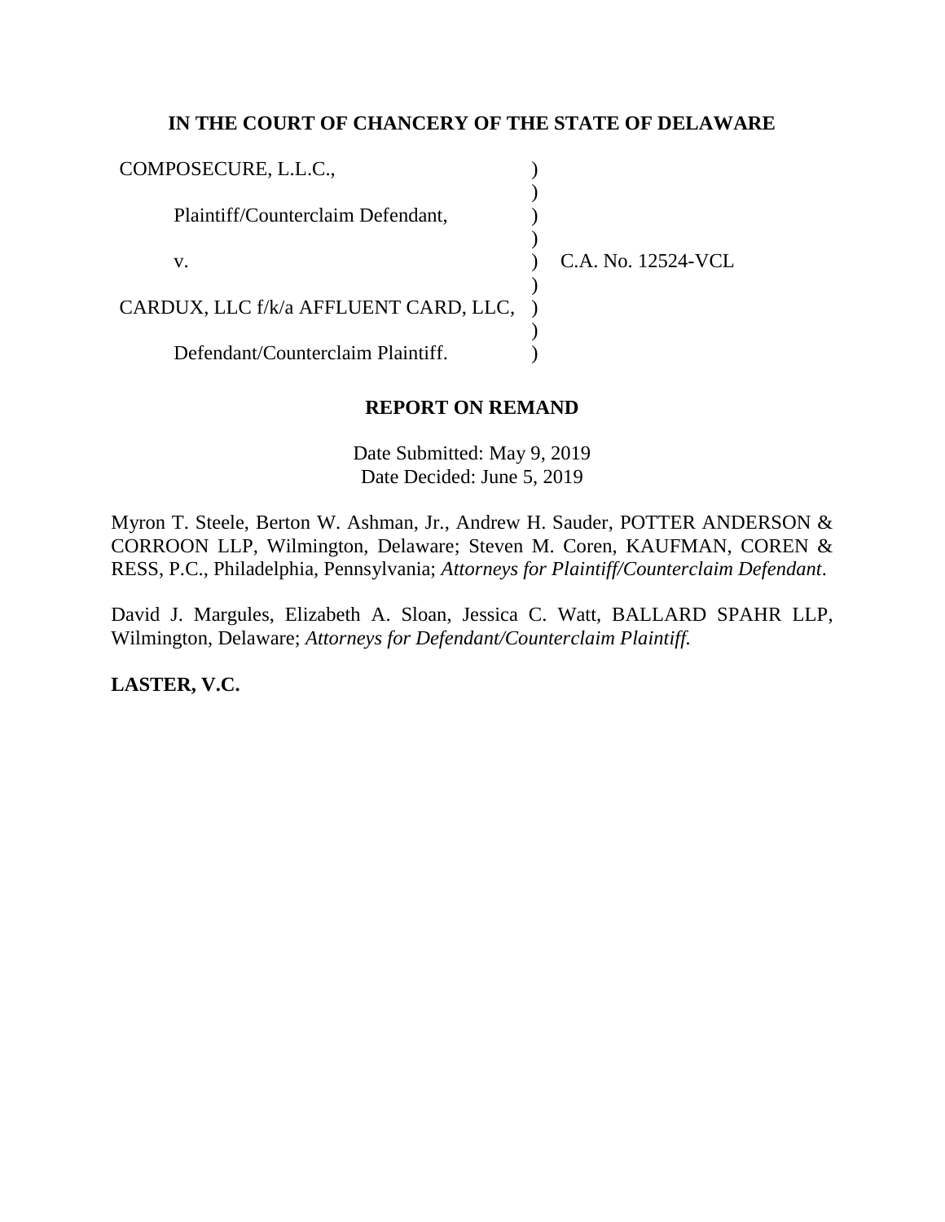**IN THE COURT OF CHANCERY OF THE STATE OF DELAWARE**

COMPOSECURE, L.L.C.,

Plaintiff/Counterclaim Defendant,

v.

CARDUX, LLC f/k/a AFFLUENT CARD, LLC,

Defendant/Counterclaim Plaintiff.

C.A. No. 12524-VCL

**REPORT ON REMAND**

Date Submitted: May 9, 2019
Date Decided: June 5, 2019

Myron T. Steele, Berton W. Ashman, Jr., Andrew H. Sauder, POTTER ANDERSON & CORROON LLP, Wilmington, Delaware; Steven M. Coren, KAUFMAN, COREN & RESS, P.C., Philadelphia, Pennsylvania; *Attorneys for Plaintiff/Counterclaim Defendant*.

David J. Margules, Elizabeth A. Sloan, Jessica C. Watt, BALLARD SPAHR LLP, Wilmington, Delaware; *Attorneys for Defendant/Counterclaim Plaintiff.*

**LASTER, V.C.**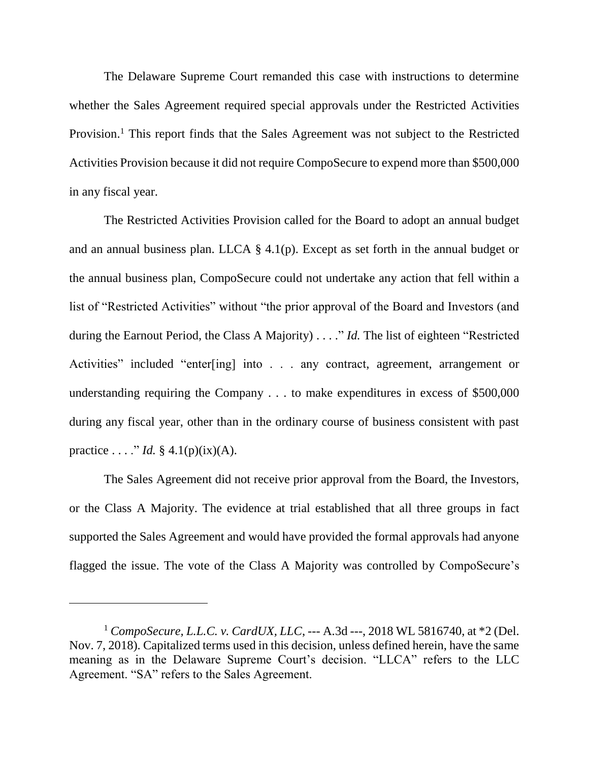The Delaware Supreme Court remanded this case with instructions to determine whether the Sales Agreement required special approvals under the Restricted Activities Provision.[1] This report finds that the Sales Agreement was not subject to the Restricted Activities Provision because it did not require CompoSecure to expend more than $500,000 in any fiscal year.

The Restricted Activities Provision called for the Board to adopt an annual budget and an annual business plan. LLCA § 4.1(p). Except as set forth in the annual budget or the annual business plan, CompoSecure could not undertake any action that fell within a list of "Restricted Activities" without "the prior approval of the Board and Investors (and during the Earnout Period, the Class A Majority) . . . ." *Id.* The list of eighteen "Restricted Activities" included "enter[ing] into . . . any contract, agreement, arrangement or understanding requiring the Company . . . to make expenditures in excess of $500,000 during any fiscal year, other than in the ordinary course of business consistent with past practice . . . ." *Id.* § 4.1(p)(ix)(A).

The Sales Agreement did not receive prior approval from the Board, the Investors, or the Class A Majority. The evidence at trial established that all three groups in fact supported the Sales Agreement and would have provided the formal approvals had anyone flagged the issue. The vote of the Class A Majority was controlled by CompoSecure's

---

[1] *CompoSecure, L.L.C. v. CardUX, LLC*, --- A.3d ---, 2018 WL 5816740, at *2 (Del. Nov. 7, 2018). Capitalized terms used in this decision, unless defined herein, have the same meaning as in the Delaware Supreme Court's decision. "LLCA" refers to the LLC Agreement. "SA" refers to the Sales Agreement.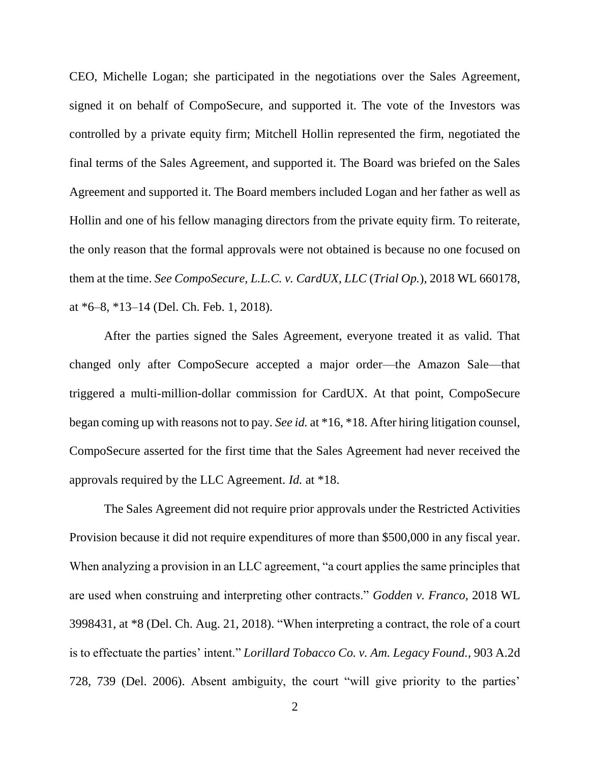CEO, Michelle Logan; she participated in the negotiations over the Sales Agreement, signed it on behalf of CompoSecure, and supported it. The vote of the Investors was controlled by a private equity firm; Mitchell Hollin represented the firm, negotiated the final terms of the Sales Agreement, and supported it. The Board was briefed on the Sales Agreement and supported it. The Board members included Logan and her father as well as Hollin and one of his fellow managing directors from the private equity firm. To reiterate, the only reason that the formal approvals were not obtained is because no one focused on them at the time. *See CompoSecure, L.L.C. v. CardUX, LLC* (*Trial Op.*), 2018 WL 660178, at *6–8, *13–14 (Del. Ch. Feb. 1, 2018).

After the parties signed the Sales Agreement, everyone treated it as valid. That changed only after CompoSecure accepted a major order—the Amazon Sale—that triggered a multi-million-dollar commission for CardUX. At that point, CompoSecure began coming up with reasons not to pay. *See id.* at *16, *18. After hiring litigation counsel, CompoSecure asserted for the first time that the Sales Agreement had never received the approvals required by the LLC Agreement. *Id.* at *18.

The Sales Agreement did not require prior approvals under the Restricted Activities Provision because it did not require expenditures of more than $500,000 in any fiscal year. When analyzing a provision in an LLC agreement, "a court applies the same principles that are used when construing and interpreting other contracts." *Godden v. Franco*, 2018 WL 3998431, at *8 (Del. Ch. Aug. 21, 2018). "When interpreting a contract, the role of a court is to effectuate the parties' intent." *Lorillard Tobacco Co. v. Am. Legacy Found.*, 903 A.2d 728, 739 (Del. 2006). Absent ambiguity, the court "will give priority to the parties'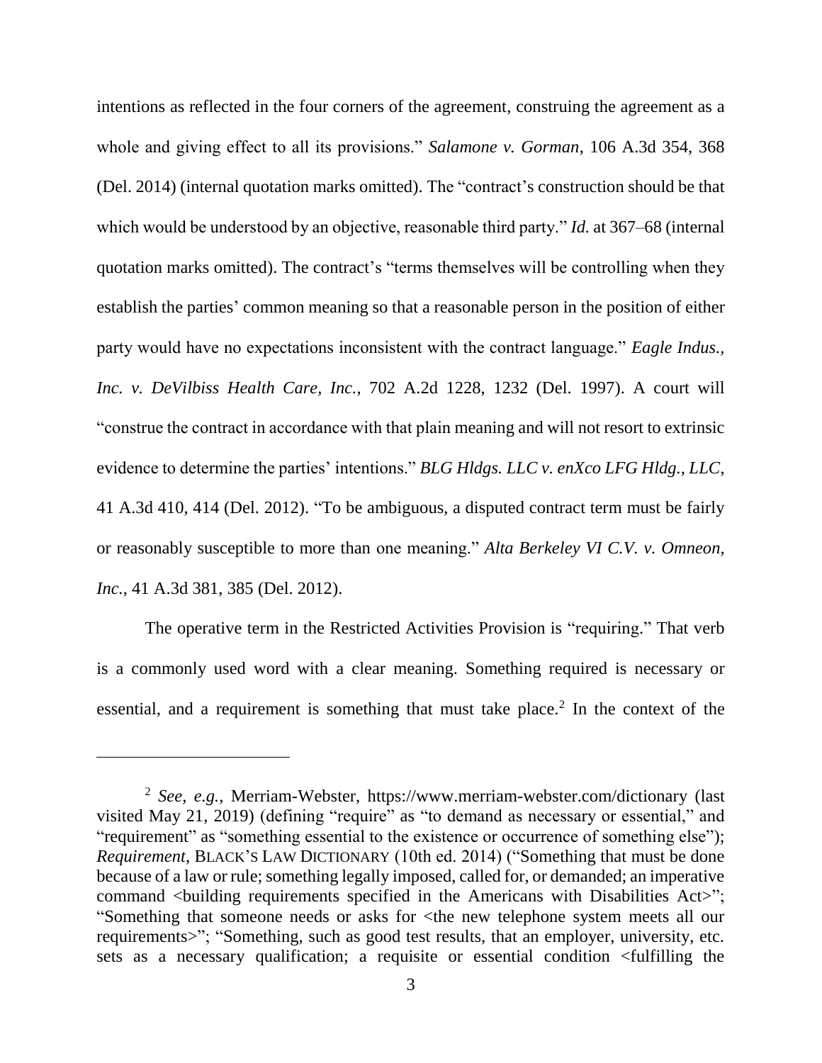intentions as reflected in the four corners of the agreement, construing the agreement as a whole and giving effect to all its provisions." *Salamone v. Gorman*, 106 A.3d 354, 368 (Del. 2014) (internal quotation marks omitted). The "contract's construction should be that which would be understood by an objective, reasonable third party." *Id.* at 367–68 (internal quotation marks omitted). The contract's "terms themselves will be controlling when they establish the parties' common meaning so that a reasonable person in the position of either party would have no expectations inconsistent with the contract language." *Eagle Indus., Inc. v. DeVilbiss Health Care, Inc.*, 702 A.2d 1228, 1232 (Del. 1997). A court will "construe the contract in accordance with that plain meaning and will not resort to extrinsic evidence to determine the parties' intentions." *BLG Hldgs. LLC v. enXco LFG Hldg., LLC*, 41 A.3d 410, 414 (Del. 2012). "To be ambiguous, a disputed contract term must be fairly or reasonably susceptible to more than one meaning." *Alta Berkeley VI C.V. v. Omneon, Inc.*, 41 A.3d 381, 385 (Del. 2012).

The operative term in the Restricted Activities Provision is "requiring." That verb is a commonly used word with a clear meaning. Something required is necessary or essential, and a requirement is something that must take place.[2] In the context of the

---

[2] *See, e.g.*, Merriam-Webster, https://www.merriam-webster.com/dictionary (last visited May 21, 2019) (defining "require" as "to demand as necessary or essential," and "requirement" as "something essential to the existence or occurrence of something else"); *Requirement*, BLACK'S LAW DICTIONARY (10th ed. 2014) ("Something that must be done because of a law or rule; something legally imposed, called for, or demanded; an imperative command <building requirements specified in the Americans with Disabilities Act>"; "Something that someone needs or asks for <the new telephone system meets all our requirements>"; "Something, such as good test results, that an employer, university, etc. sets as a necessary qualification; a requisite or essential condition <fulfilling the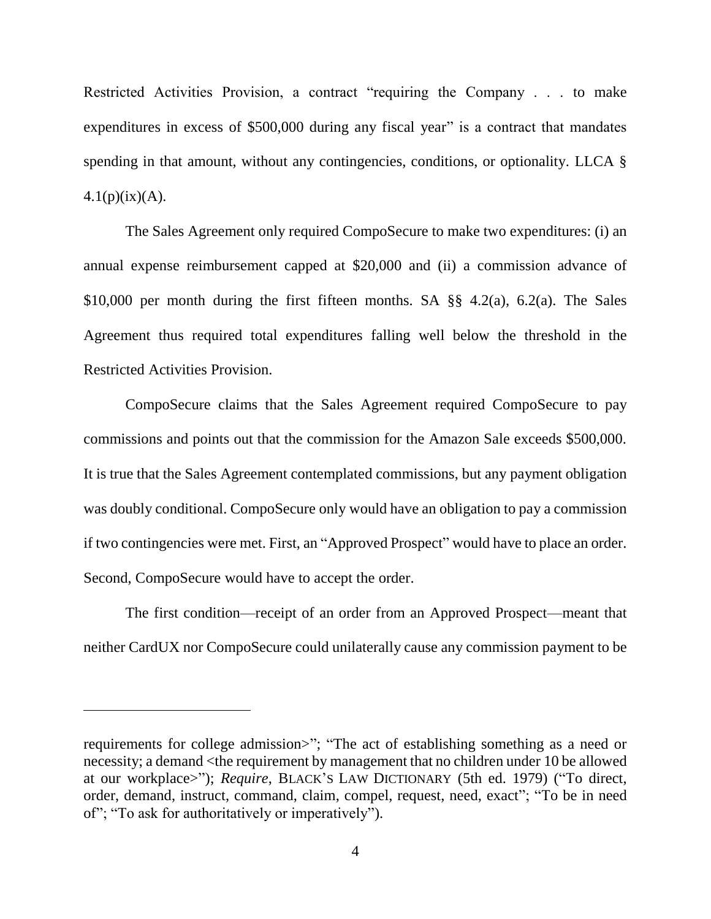Restricted Activities Provision, a contract "requiring the Company . . . to make expenditures in excess of $500,000 during any fiscal year" is a contract that mandates spending in that amount, without any contingencies, conditions, or optionality. LLCA § 4.1(p)(ix)(A).

The Sales Agreement only required CompoSecure to make two expenditures: (i) an annual expense reimbursement capped at $20,000 and (ii) a commission advance of $10,000 per month during the first fifteen months. SA §§ 4.2(a), 6.2(a). The Sales Agreement thus required total expenditures falling well below the threshold in the Restricted Activities Provision.

CompoSecure claims that the Sales Agreement required CompoSecure to pay commissions and points out that the commission for the Amazon Sale exceeds $500,000. It is true that the Sales Agreement contemplated commissions, but any payment obligation was doubly conditional. CompoSecure only would have an obligation to pay a commission if two contingencies were met. First, an "Approved Prospect" would have to place an order. Second, CompoSecure would have to accept the order.

The first condition—receipt of an order from an Approved Prospect—meant that neither CardUX nor CompoSecure could unilaterally cause any commission payment to be

---

requirements for college admission>"; "The act of establishing something as a need or necessity; a demand <the requirement by management that no children under 10 be allowed at our workplace>"); *Require*, BLACK'S LAW DICTIONARY (5th ed. 1979) ("To direct, order, demand, instruct, command, claim, compel, request, need, exact"; "To be in need of"; "To ask for authoritatively or imperatively").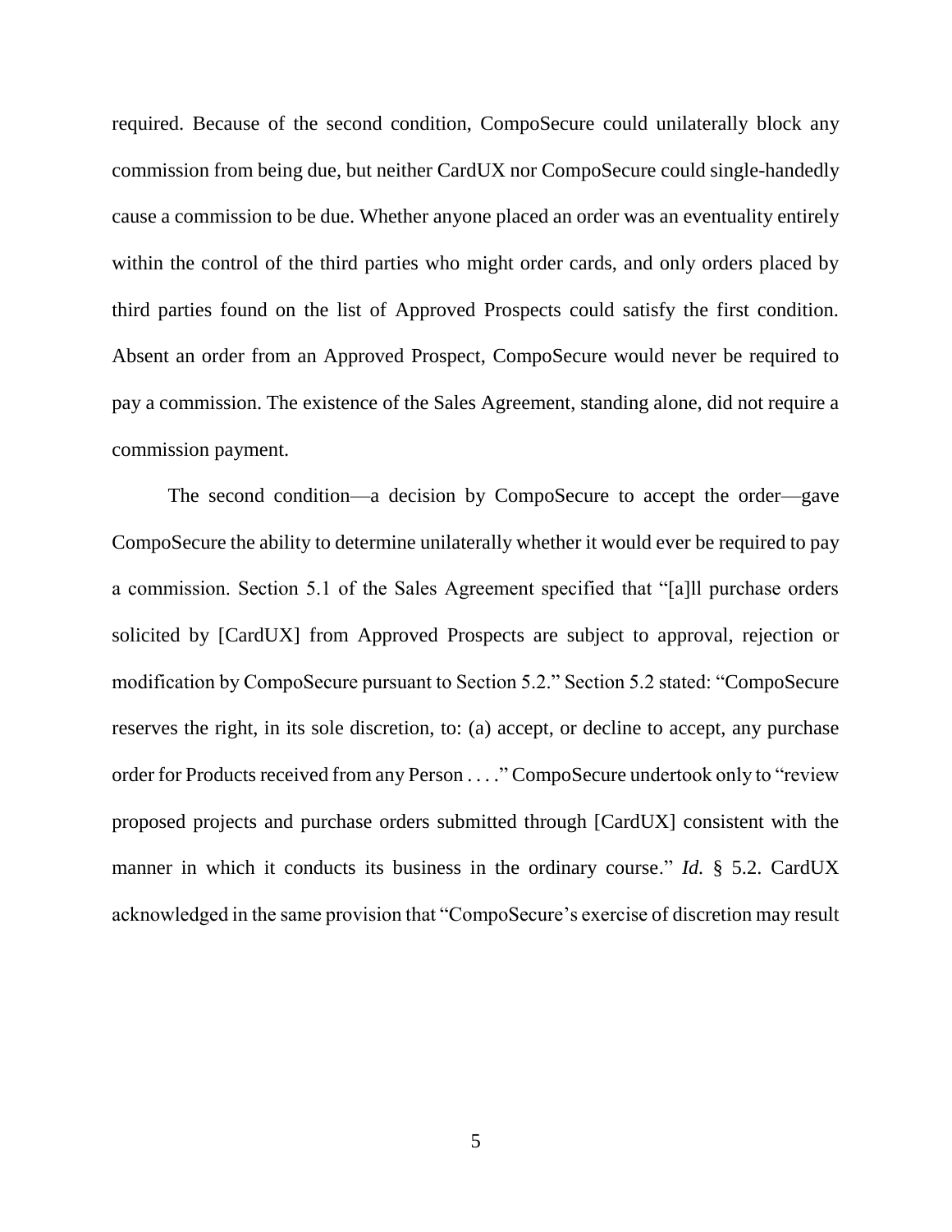required. Because of the second condition, CompoSecure could unilaterally block any commission from being due, but neither CardUX nor CompoSecure could single-handedly cause a commission to be due. Whether anyone placed an order was an eventuality entirely within the control of the third parties who might order cards, and only orders placed by third parties found on the list of Approved Prospects could satisfy the first condition. Absent an order from an Approved Prospect, CompoSecure would never be required to pay a commission. The existence of the Sales Agreement, standing alone, did not require a commission payment.

The second condition—a decision by CompoSecure to accept the order—gave CompoSecure the ability to determine unilaterally whether it would ever be required to pay a commission. Section 5.1 of the Sales Agreement specified that "[a]ll purchase orders solicited by [CardUX] from Approved Prospects are subject to approval, rejection or modification by CompoSecure pursuant to Section 5.2." Section 5.2 stated: "CompoSecure reserves the right, in its sole discretion, to: (a) accept, or decline to accept, any purchase order for Products received from any Person . . . ." CompoSecure undertook only to "review proposed projects and purchase orders submitted through [CardUX] consistent with the manner in which it conducts its business in the ordinary course." *Id.* § 5.2. CardUX acknowledged in the same provision that "CompoSecure's exercise of discretion may result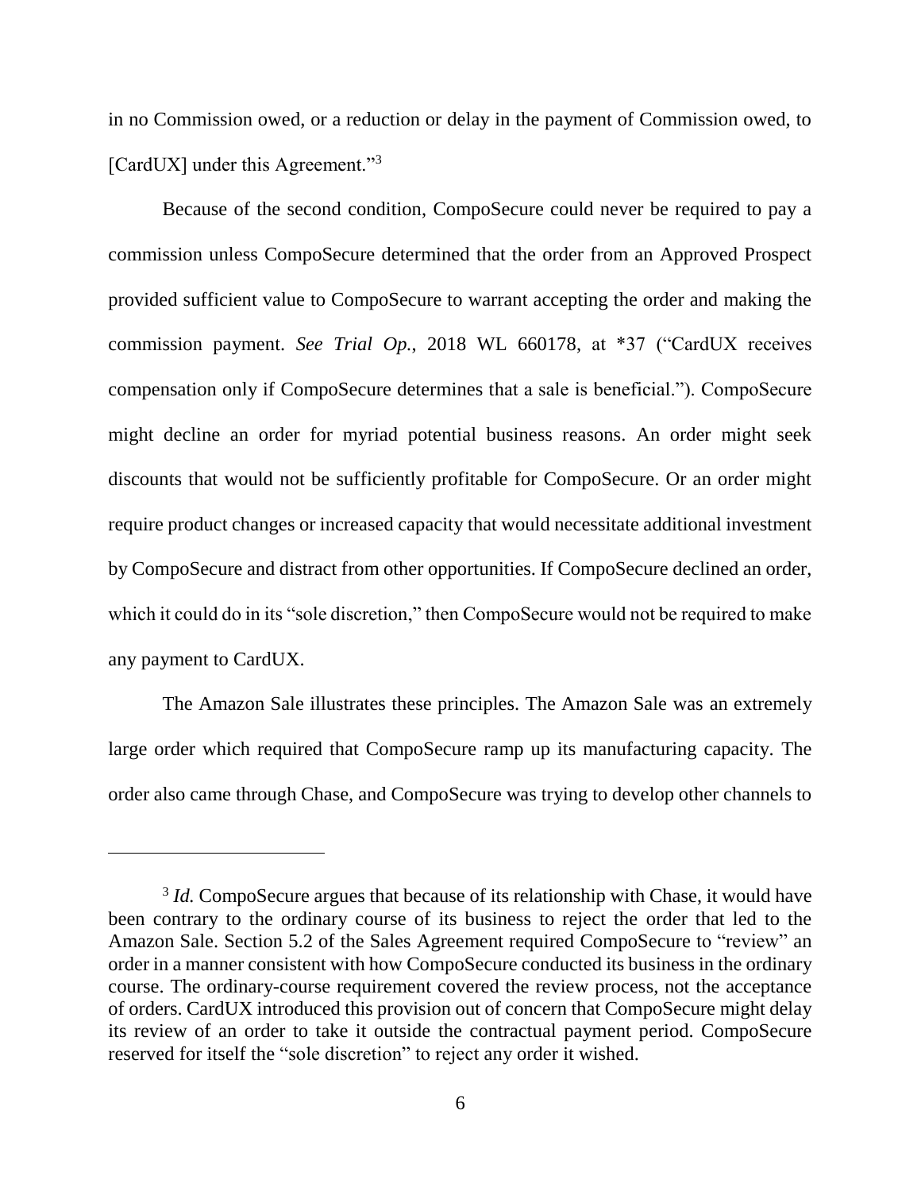in no Commission owed, or a reduction or delay in the payment of Commission owed, to [CardUX] under this Agreement."[3]

Because of the second condition, CompoSecure could never be required to pay a commission unless CompoSecure determined that the order from an Approved Prospect provided sufficient value to CompoSecure to warrant accepting the order and making the commission payment. *See Trial Op.*, 2018 WL 660178, at *37 ("CardUX receives compensation only if CompoSecure determines that a sale is beneficial."). CompoSecure might decline an order for myriad potential business reasons. An order might seek discounts that would not be sufficiently profitable for CompoSecure. Or an order might require product changes or increased capacity that would necessitate additional investment by CompoSecure and distract from other opportunities. If CompoSecure declined an order, which it could do in its "sole discretion," then CompoSecure would not be required to make any payment to CardUX.

The Amazon Sale illustrates these principles. The Amazon Sale was an extremely large order which required that CompoSecure ramp up its manufacturing capacity. The order also came through Chase, and CompoSecure was trying to develop other channels to

---

[3] *Id.* CompoSecure argues that because of its relationship with Chase, it would have been contrary to the ordinary course of its business to reject the order that led to the Amazon Sale. Section 5.2 of the Sales Agreement required CompoSecure to "review" an order in a manner consistent with how CompoSecure conducted its business in the ordinary course. The ordinary-course requirement covered the review process, not the acceptance of orders. CardUX introduced this provision out of concern that CompoSecure might delay its review of an order to take it outside the contractual payment period. CompoSecure reserved for itself the "sole discretion" to reject any order it wished.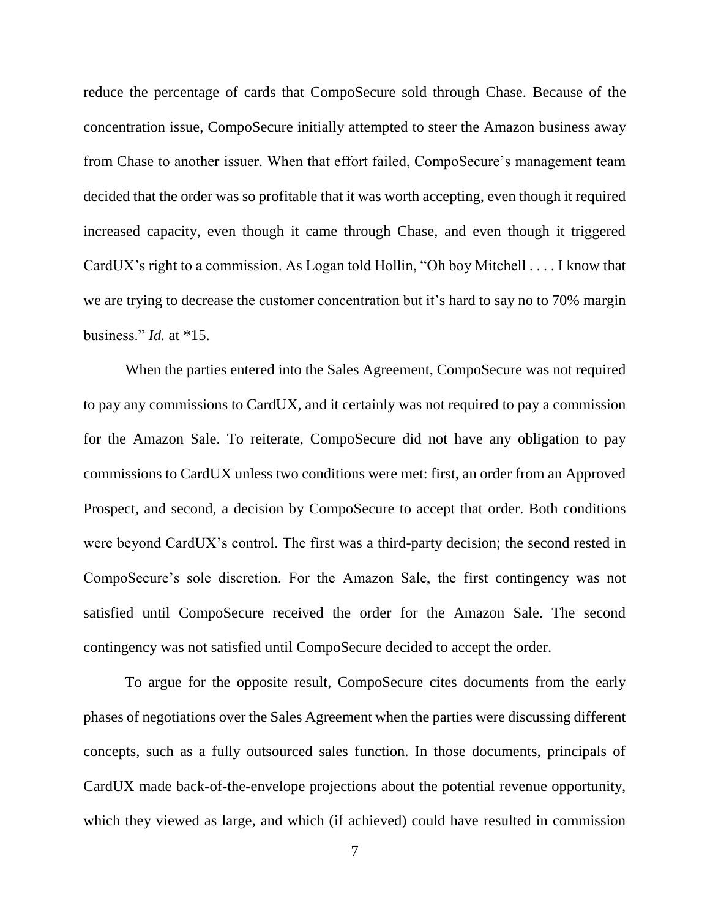reduce the percentage of cards that CompoSecure sold through Chase. Because of the concentration issue, CompoSecure initially attempted to steer the Amazon business away from Chase to another issuer. When that effort failed, CompoSecure's management team decided that the order was so profitable that it was worth accepting, even though it required increased capacity, even though it came through Chase, and even though it triggered CardUX's right to a commission. As Logan told Hollin, "Oh boy Mitchell . . . . I know that we are trying to decrease the customer concentration but it's hard to say no to 70% margin business." *Id.* at *15.

When the parties entered into the Sales Agreement, CompoSecure was not required to pay any commissions to CardUX, and it certainly was not required to pay a commission for the Amazon Sale. To reiterate, CompoSecure did not have any obligation to pay commissions to CardUX unless two conditions were met: first, an order from an Approved Prospect, and second, a decision by CompoSecure to accept that order. Both conditions were beyond CardUX's control. The first was a third-party decision; the second rested in CompoSecure's sole discretion. For the Amazon Sale, the first contingency was not satisfied until CompoSecure received the order for the Amazon Sale. The second contingency was not satisfied until CompoSecure decided to accept the order.

To argue for the opposite result, CompoSecure cites documents from the early phases of negotiations over the Sales Agreement when the parties were discussing different concepts, such as a fully outsourced sales function. In those documents, principals of CardUX made back-of-the-envelope projections about the potential revenue opportunity, which they viewed as large, and which (if achieved) could have resulted in commission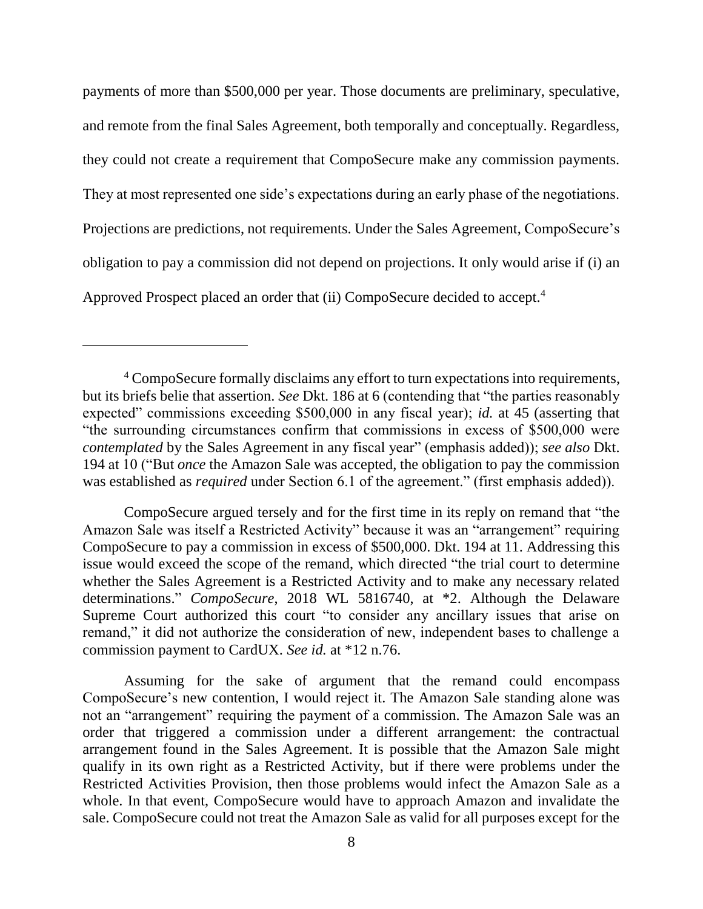payments of more than $500,000 per year. Those documents are preliminary, speculative, and remote from the final Sales Agreement, both temporally and conceptually. Regardless, they could not create a requirement that CompoSecure make any commission payments. They at most represented one side's expectations during an early phase of the negotiations. Projections are predictions, not requirements. Under the Sales Agreement, CompoSecure's obligation to pay a commission did not depend on projections. It only would arise if (i) an Approved Prospect placed an order that (ii) CompoSecure decided to accept.[4]

---

[4] CompoSecure formally disclaims any effort to turn expectations into requirements, but its briefs belie that assertion. *See* Dkt. 186 at 6 (contending that "the parties reasonably expected" commissions exceeding $500,000 in any fiscal year); *id.* at 45 (asserting that "the surrounding circumstances confirm that commissions in excess of $500,000 were *contemplated* by the Sales Agreement in any fiscal year" (emphasis added)); *see also* Dkt. 194 at 10 ("But *once* the Amazon Sale was accepted, the obligation to pay the commission was established as *required* under Section 6.1 of the agreement." (first emphasis added)).

CompoSecure argued tersely and for the first time in its reply on remand that "the Amazon Sale was itself a Restricted Activity" because it was an "arrangement" requiring CompoSecure to pay a commission in excess of $500,000. Dkt. 194 at 11. Addressing this issue would exceed the scope of the remand, which directed "the trial court to determine whether the Sales Agreement is a Restricted Activity and to make any necessary related determinations." *CompoSecure*, 2018 WL 5816740, at *2. Although the Delaware Supreme Court authorized this court "to consider any ancillary issues that arise on remand," it did not authorize the consideration of new, independent bases to challenge a commission payment to CardUX. *See id.* at *12 n.76.

Assuming for the sake of argument that the remand could encompass CompoSecure's new contention, I would reject it. The Amazon Sale standing alone was not an "arrangement" requiring the payment of a commission. The Amazon Sale was an order that triggered a commission under a different arrangement: the contractual arrangement found in the Sales Agreement. It is possible that the Amazon Sale might qualify in its own right as a Restricted Activity, but if there were problems under the Restricted Activities Provision, then those problems would infect the Amazon Sale as a whole. In that event, CompoSecure would have to approach Amazon and invalidate the sale. CompoSecure could not treat the Amazon Sale as valid for all purposes except for the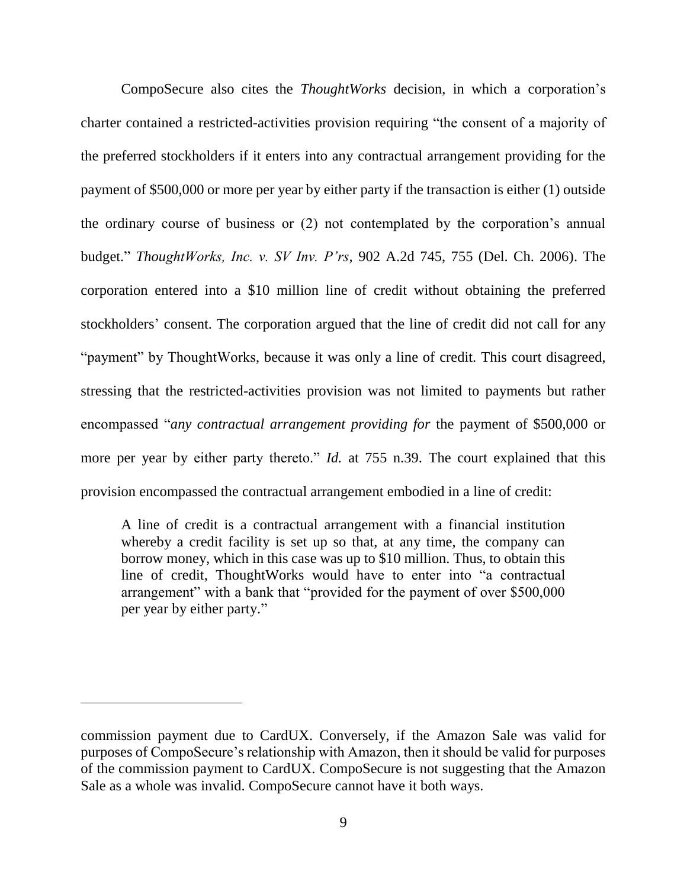CompoSecure also cites the *ThoughtWorks* decision, in which a corporation's charter contained a restricted-activities provision requiring "the consent of a majority of the preferred stockholders if it enters into any contractual arrangement providing for the payment of $500,000 or more per year by either party if the transaction is either (1) outside the ordinary course of business or (2) not contemplated by the corporation's annual budget." *ThoughtWorks, Inc. v. SV Inv. P'rs*, 902 A.2d 745, 755 (Del. Ch. 2006). The corporation entered into a $10 million line of credit without obtaining the preferred stockholders' consent. The corporation argued that the line of credit did not call for any "payment" by ThoughtWorks, because it was only a line of credit. This court disagreed, stressing that the restricted-activities provision was not limited to payments but rather encompassed "*any contractual arrangement providing for* the payment of $500,000 or more per year by either party thereto." *Id.* at 755 n.39. The court explained that this provision encompassed the contractual arrangement embodied in a line of credit:

> A line of credit is a contractual arrangement with a financial institution whereby a credit facility is set up so that, at any time, the company can borrow money, which in this case was up to $10 million. Thus, to obtain this line of credit, ThoughtWorks would have to enter into "a contractual arrangement" with a bank that "provided for the payment of over $500,000 per year by either party."

---

commission payment due to CardUX. Conversely, if the Amazon Sale was valid for purposes of CompoSecure's relationship with Amazon, then it should be valid for purposes of the commission payment to CardUX. CompoSecure is not suggesting that the Amazon Sale as a whole was invalid. CompoSecure cannot have it both ways.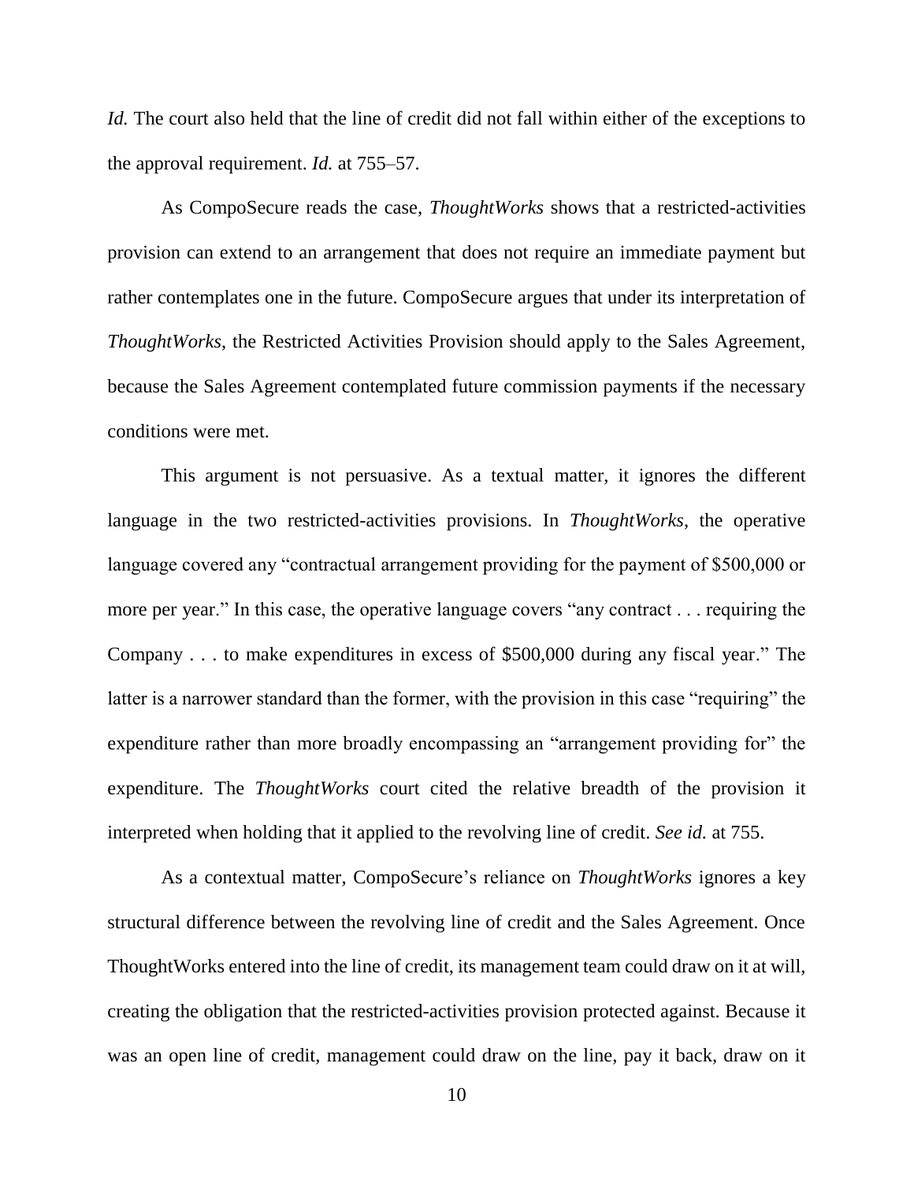*Id.* The court also held that the line of credit did not fall within either of the exceptions to the approval requirement. *Id.* at 755–57.

As CompoSecure reads the case, *ThoughtWorks* shows that a restricted-activities provision can extend to an arrangement that does not require an immediate payment but rather contemplates one in the future. CompoSecure argues that under its interpretation of *ThoughtWorks*, the Restricted Activities Provision should apply to the Sales Agreement, because the Sales Agreement contemplated future commission payments if the necessary conditions were met.

This argument is not persuasive. As a textual matter, it ignores the different language in the two restricted-activities provisions. In *ThoughtWorks*, the operative language covered any "contractual arrangement providing for the payment of $500,000 or more per year." In this case, the operative language covers "any contract . . . requiring the Company . . . to make expenditures in excess of $500,000 during any fiscal year." The latter is a narrower standard than the former, with the provision in this case "requiring" the expenditure rather than more broadly encompassing an "arrangement providing for" the expenditure. The *ThoughtWorks* court cited the relative breadth of the provision it interpreted when holding that it applied to the revolving line of credit. *See id.* at 755.

As a contextual matter, CompoSecure's reliance on *ThoughtWorks* ignores a key structural difference between the revolving line of credit and the Sales Agreement. Once ThoughtWorks entered into the line of credit, its management team could draw on it at will, creating the obligation that the restricted-activities provision protected against. Because it was an open line of credit, management could draw on the line, pay it back, draw on it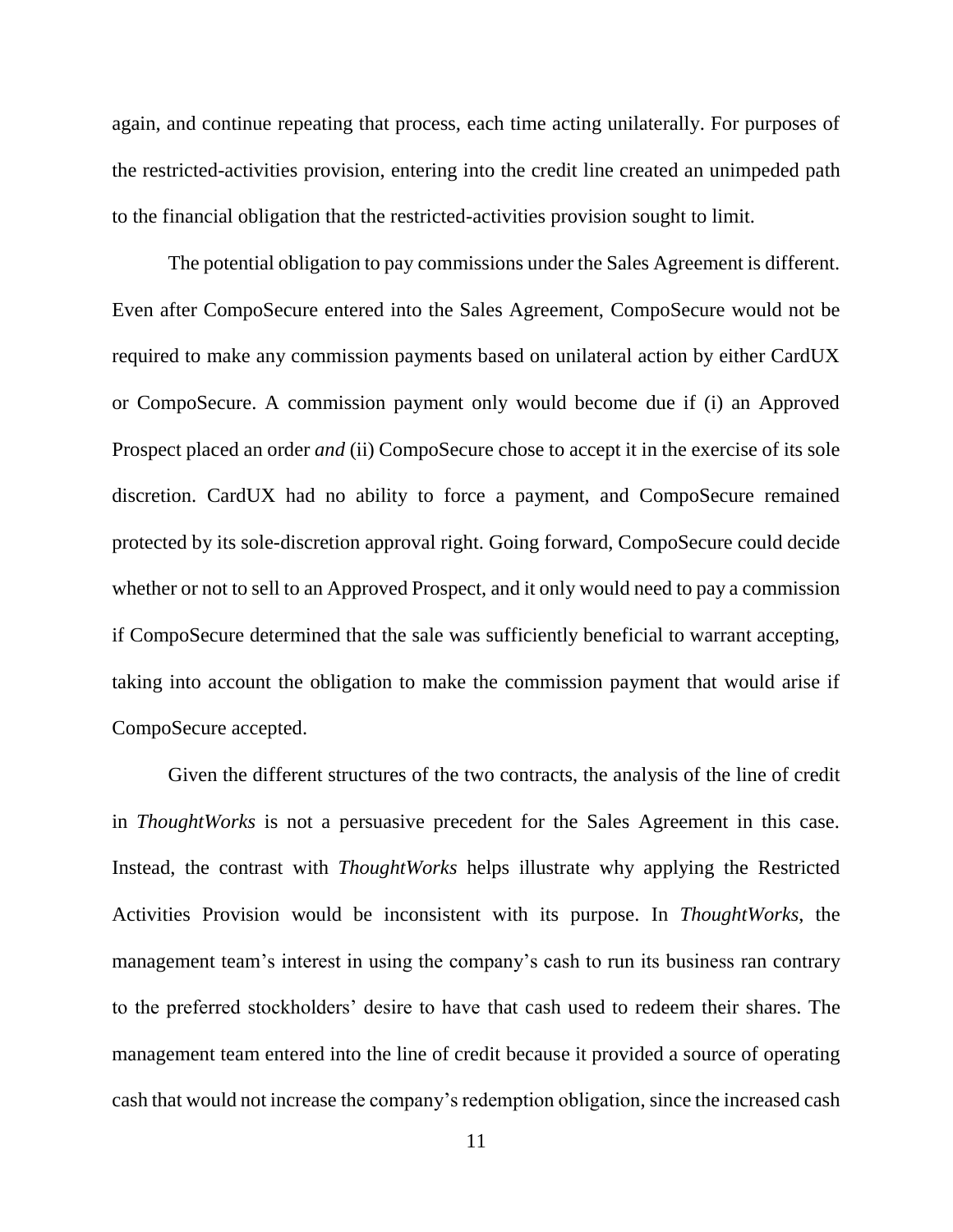again, and continue repeating that process, each time acting unilaterally. For purposes of the restricted-activities provision, entering into the credit line created an unimpeded path to the financial obligation that the restricted-activities provision sought to limit.

The potential obligation to pay commissions under the Sales Agreement is different. Even after CompoSecure entered into the Sales Agreement, CompoSecure would not be required to make any commission payments based on unilateral action by either CardUX or CompoSecure. A commission payment only would become due if (i) an Approved Prospect placed an order *and* (ii) CompoSecure chose to accept it in the exercise of its sole discretion. CardUX had no ability to force a payment, and CompoSecure remained protected by its sole-discretion approval right. Going forward, CompoSecure could decide whether or not to sell to an Approved Prospect, and it only would need to pay a commission if CompoSecure determined that the sale was sufficiently beneficial to warrant accepting, taking into account the obligation to make the commission payment that would arise if CompoSecure accepted.

Given the different structures of the two contracts, the analysis of the line of credit in *ThoughtWorks* is not a persuasive precedent for the Sales Agreement in this case. Instead, the contrast with *ThoughtWorks* helps illustrate why applying the Restricted Activities Provision would be inconsistent with its purpose. In *ThoughtWorks*, the management team's interest in using the company's cash to run its business ran contrary to the preferred stockholders' desire to have that cash used to redeem their shares. The management team entered into the line of credit because it provided a source of operating cash that would not increase the company's redemption obligation, since the increased cash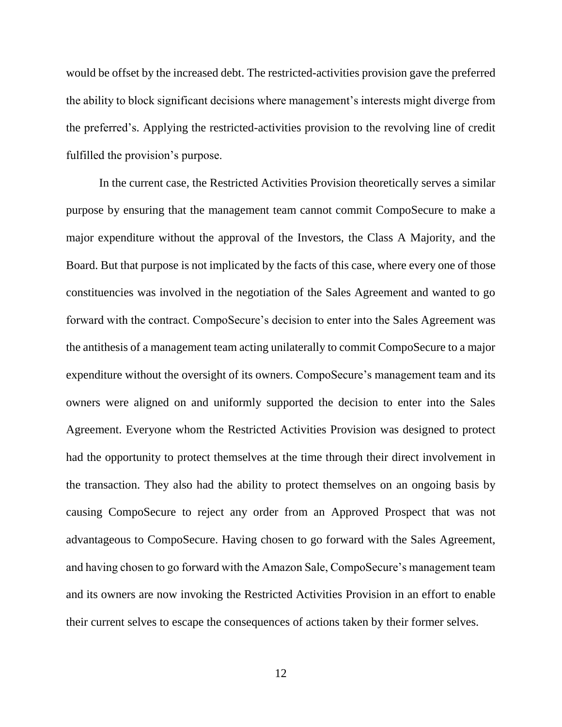would be offset by the increased debt. The restricted-activities provision gave the preferred the ability to block significant decisions where management's interests might diverge from the preferred's. Applying the restricted-activities provision to the revolving line of credit fulfilled the provision's purpose.

In the current case, the Restricted Activities Provision theoretically serves a similar purpose by ensuring that the management team cannot commit CompoSecure to make a major expenditure without the approval of the Investors, the Class A Majority, and the Board. But that purpose is not implicated by the facts of this case, where every one of those constituencies was involved in the negotiation of the Sales Agreement and wanted to go forward with the contract. CompoSecure's decision to enter into the Sales Agreement was the antithesis of a management team acting unilaterally to commit CompoSecure to a major expenditure without the oversight of its owners. CompoSecure's management team and its owners were aligned on and uniformly supported the decision to enter into the Sales Agreement. Everyone whom the Restricted Activities Provision was designed to protect had the opportunity to protect themselves at the time through their direct involvement in the transaction. They also had the ability to protect themselves on an ongoing basis by causing CompoSecure to reject any order from an Approved Prospect that was not advantageous to CompoSecure. Having chosen to go forward with the Sales Agreement, and having chosen to go forward with the Amazon Sale, CompoSecure's management team and its owners are now invoking the Restricted Activities Provision in an effort to enable their current selves to escape the consequences of actions taken by their former selves.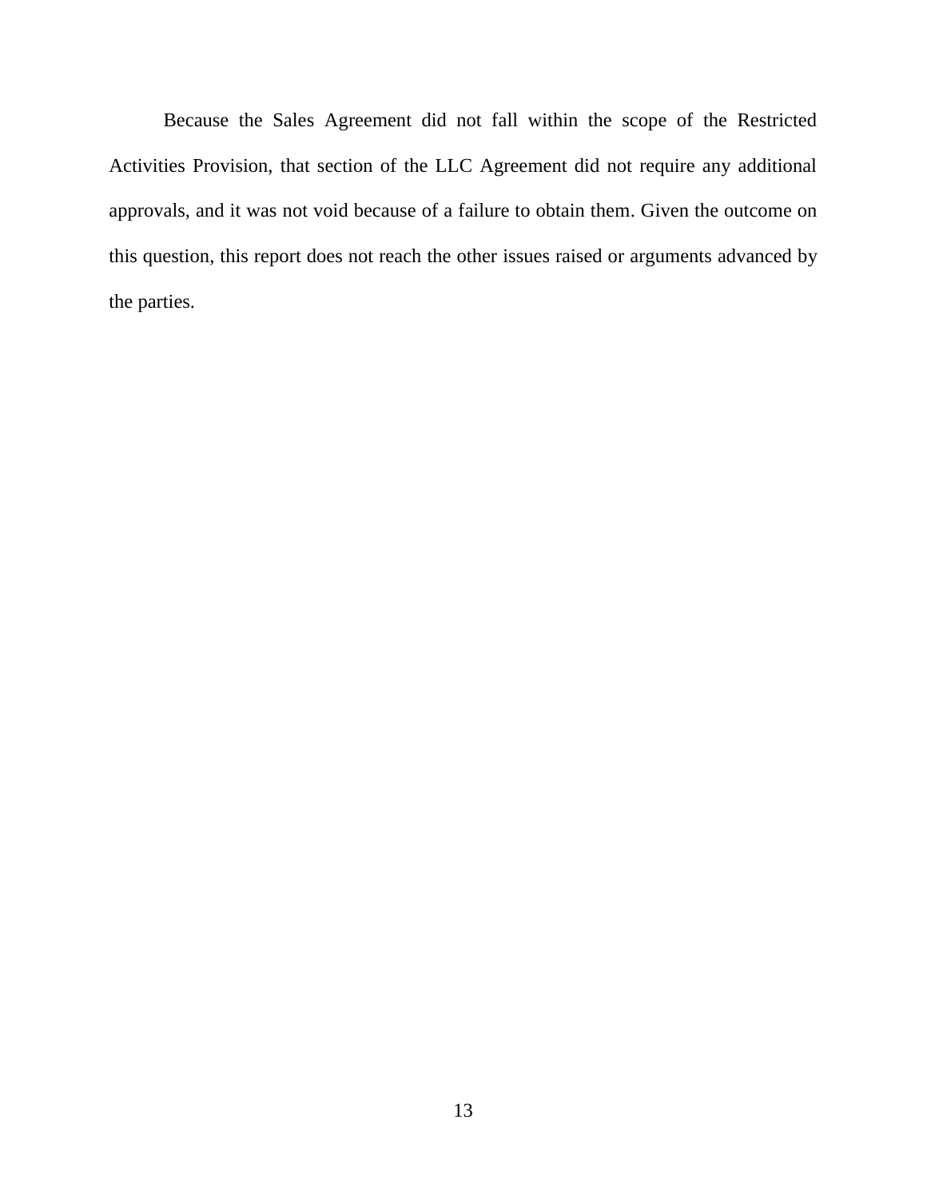Because the Sales Agreement did not fall within the scope of the Restricted Activities Provision, that section of the LLC Agreement did not require any additional approvals, and it was not void because of a failure to obtain them. Given the outcome on this question, this report does not reach the other issues raised or arguments advanced by the parties.